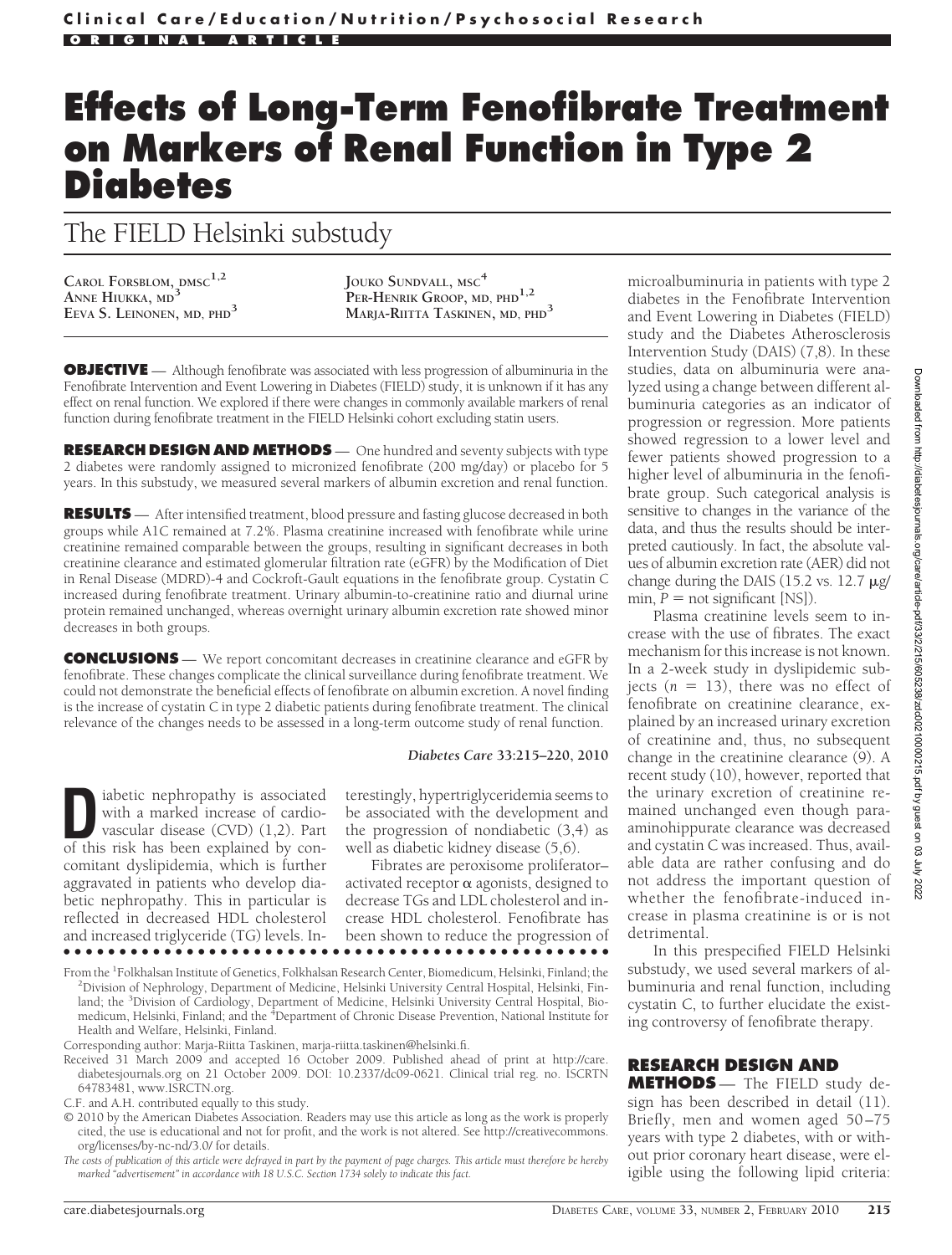Clinical Care/Education/Nutrition/Psychosocial Research

ORIGINAL ARTICLE

# Effects of Long-Term Fenofibrate Treatment on Markers of Renal Function in Type 2 Diabetes

## The FIELD Helsinki substudy

Carol Forsblom, dmsc[1,2]
Anne Hiukka, md[3]
Eeva S. Leinonen, md, phd[3]
Jouko Sundvall, msc[4]
Per-Henrik Groop, md, phd[1,2]
Marja-Riitta Taskinen, md, phd[3]

**OBJECTIVE** — Although fenofibrate was associated with less progression of albuminuria in the Fenofibrate Intervention and Event Lowering in Diabetes (FIELD) study, it is unknown if it has any effect on renal function. We explored if there were changes in commonly available markers of renal function during fenofibrate treatment in the FIELD Helsinki cohort excluding statin users.

**RESEARCH DESIGN AND METHODS** — One hundred and seventy subjects with type 2 diabetes were randomly assigned to micronized fenofibrate (200 mg/day) or placebo for 5 years. In this substudy, we measured several markers of albumin excretion and renal function.

**RESULTS** — After intensified treatment, blood pressure and fasting glucose decreased in both groups while A1C remained at 7.2%. Plasma creatinine increased with fenofibrate while urine creatinine remained comparable between the groups, resulting in significant decreases in both creatinine clearance and estimated glomerular filtration rate (eGFR) by the Modification of Diet in Renal Disease (MDRD)-4 and Cockroft-Gault equations in the fenofibrate group. Cystatin C increased during fenofibrate treatment. Urinary albumin-to-creatinine ratio and diurnal urine protein remained unchanged, whereas overnight urinary albumin excretion rate showed minor decreases in both groups.

**CONCLUSIONS** — We report concomitant decreases in creatinine clearance and eGFR by fenofibrate. These changes complicate the clinical surveillance during fenofibrate treatment. We could not demonstrate the beneficial effects of fenofibrate on albumin excretion. A novel finding is the increase of cystatin C in type 2 diabetic patients during fenofibrate treatment. The clinical relevance of the changes needs to be assessed in a long-term outcome study of renal function.

*Diabetes Care* **33:**215–220, 2010

Diabetic nephropathy is associated with a marked increase of cardiovascular disease (CVD) (1,2). Part of this risk has been explained by concomitant dyslipidemia, which is further aggravated in patients who develop diabetic nephropathy. This in particular is reflected in decreased HDL cholesterol and increased triglyceride (TG) levels. Interestingly, hypertriglyceridemia seems to be associated with the development and the progression of nondiabetic (3,4) as well as diabetic kidney disease (5,6).

Fibrates are peroxisome proliferator–activated receptor $\alpha$ agonists, designed to decrease TGs and LDL cholesterol and increase HDL cholesterol. Fenofibrate has been shown to reduce the progression of microalbuminuria in patients with type 2 diabetes in the Fenofibrate Intervention and Event Lowering in Diabetes (FIELD) study and the Diabetes Atherosclerosis Intervention Study (DAIS) (7,8). In these studies, data on albuminuria were analyzed using a change between different albuminuria categories as an indicator of progression or regression. More patients showed regression to a lower level and fewer patients showed progression to a higher level of albuminuria in the fenofibrate group. Such categorical analysis is sensitive to changes in the variance of the data, and thus the results should be interpreted cautiously. In fact, the absolute values of albumin excretion rate (AER) did not change during the DAIS (15.2 vs. 12.7 μg/min, $P$ = not significant [NS]).

Plasma creatinine levels seem to increase with the use of fibrates. The exact mechanism for this increase is not known. In a 2-week study in dyslipidemic subjects ($n$ = 13), there was no effect of fenofibrate on creatinine clearance, explained by an increased urinary excretion of creatinine and, thus, no subsequent change in the creatinine clearance (9). A recent study (10), however, reported that the urinary excretion of creatinine remained unchanged even though para-aminohippurate clearance was decreased and cystatin C was increased. Thus, available data are rather confusing and do not address the important question of whether the fenofibrate-induced increase in plasma creatinine is or is not detrimental.

In this prespecified FIELD Helsinki substudy, we used several markers of albuminuria and renal function, including cystatin C, to further elucidate the existing controversy of fenofibrate therapy.

## RESEARCH DESIGN AND METHODS

— The FIELD study design has been described in detail (11). Briefly, men and women aged 50–75 years with type 2 diabetes, with or without prior coronary heart disease, were eligible using the following lipid criteria:

From the [1]Folkhalsan Institute of Genetics, Folkhalsan Research Center, Biomedicum, Helsinki, Finland; the [2]Division of Nephrology, Department of Medicine, Helsinki University Central Hospital, Helsinki, Finland; the [3]Division of Cardiology, Department of Medicine, Helsinki University Central Hospital, Biomedicum, Helsinki, Finland; and the [4]Department of Chronic Disease Prevention, National Institute for Health and Welfare, Helsinki, Finland.

Corresponding author: Marja-Riitta Taskinen, marja-riitta.taskinen@helsinki.fi.

Received 31 March 2009 and accepted 16 October 2009. Published ahead of print at http://care.diabetesjournals.org on 21 October 2009. DOI: 10.2337/dc09-0621. Clinical trial reg. no. ISCRTN 64783481, www.ISRCTN.org.

C.F. and A.H. contributed equally to this study.

© 2010 by the American Diabetes Association. Readers may use this article as long as the work is properly cited, the use is educational and not for profit, and the work is not altered. See http://creativecommons.org/licenses/by-nc-nd/3.0/ for details.

*The costs of publication of this article were defrayed in part by the payment of page charges. This article must therefore be hereby marked "advertisement" in accordance with 18 U.S.C. Section 1734 solely to indicate this fact.*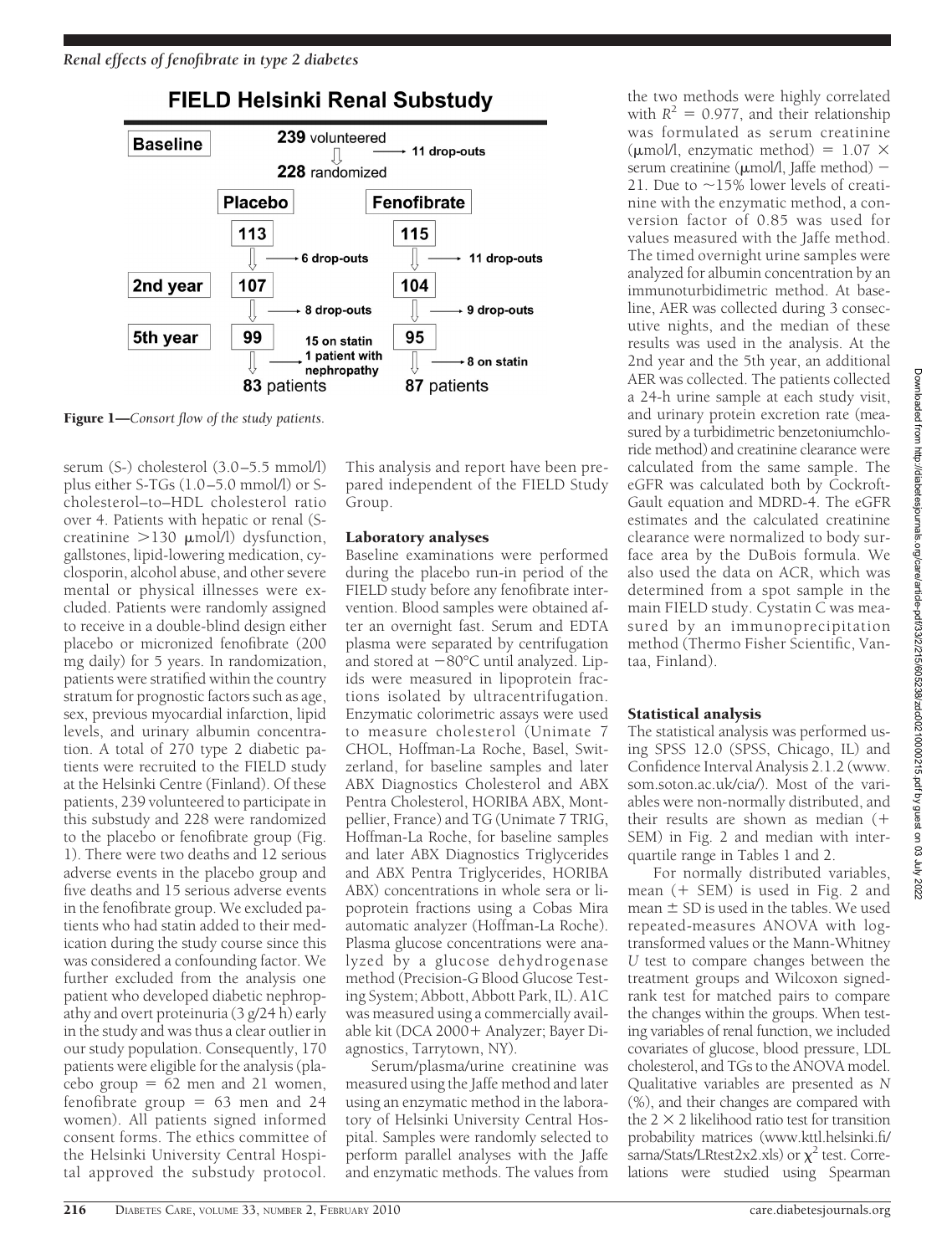**FIELD Helsinki Renal Substudy**

| | | | |
|---|---|---|---|
| **Baseline** | 239 volunteered → 11 drop-outs | | |
| | 228 randomized | | |
| | **Placebo** | **Fenofibrate** | |
| | 113 → 6 drop-outs | 115 → 11 drop-outs | |
| **2nd year** | 107 → 8 drop-outs | 104 → 9 drop-outs | |
| **5th year** | 99 → 15 on statin, 1 patient with nephropathy | 95 → 8 on statin | |
| | 83 patients | 87 patients | |

**Figure 1**—*Consort flow of the study patients.*

serum (S-) cholesterol (3.0–5.5 mmol/l) plus either S-TGs (1.0–5.0 mmol/l) or S-cholesterol–to–HDL cholesterol ratio over 4. Patients with hepatic or renal (S-creatinine >130 μmol/l) dysfunction, gallstones, lipid-lowering medication, cyclosporin, alcohol abuse, and other severe mental or physical illnesses were excluded. Patients were randomly assigned to receive in a double-blind design either placebo or micronized fenofibrate (200 mg daily) for 5 years. In randomization, patients were stratified within the country stratum for prognostic factors such as age, sex, previous myocardial infarction, lipid levels, and urinary albumin concentration. A total of 270 type 2 diabetic patients were recruited to the FIELD study at the Helsinki Centre (Finland). Of these patients, 239 volunteered to participate in this substudy and 228 were randomized to the placebo or fenofibrate group (Fig. 1). There were two deaths and 12 serious adverse events in the placebo group and five deaths and 15 serious adverse events in the fenofibrate group. We excluded patients who had statin added to their medication during the study course since this was considered a confounding factor. We further excluded from the analysis one patient who developed diabetic nephropathy and overt proteinuria (3 g/24 h) early in the study and was thus a clear outlier in our study population. Consequently, 170 patients were eligible for the analysis (placebo group = 62 men and 21 women, fenofibrate group = 63 men and 24 women). All patients signed informed consent forms. The ethics committee of the Helsinki University Central Hospital approved the substudy protocol. This analysis and report have been prepared independent of the FIELD Study Group.

### Laboratory analyses

Baseline examinations were performed during the placebo run-in period of the FIELD study before any fenofibrate intervention. Blood samples were obtained after an overnight fast. Serum and EDTA plasma were separated by centrifugation and stored at −80°C until analyzed. Lipids were measured in lipoprotein fractions isolated by ultracentrifugation. Enzymatic colorimetric assays were used to measure cholesterol (Unimate 7 CHOL, Hoffman-La Roche, Basel, Switzerland, for baseline samples and later ABX Diagnostics Cholesterol and ABX Pentra Cholesterol, HORIBA ABX, Montpellier, France) and TG (Unimate 7 TRIG, Hoffman-La Roche, for baseline samples and later ABX Diagnostics Triglycerides and ABX Pentra Triglycerides, HORIBA ABX) concentrations in whole sera or lipoprotein fractions using a Cobas Mira automatic analyzer (Hoffman-La Roche). Plasma glucose concentrations were analyzed by a glucose dehydrogenase method (Precision-G Blood Glucose Testing System; Abbott, Abbott Park, IL). A1C was measured using a commercially available kit (DCA 2000+ Analyzer; Bayer Diagnostics, Tarrytown, NY).

Serum/plasma/urine creatinine was measured using the Jaffe method and later using an enzymatic method in the laboratory of Helsinki University Central Hospital. Samples were randomly selected to perform parallel analyses with the Jaffe and enzymatic methods. The values from the two methods were highly correlated with $R^2 = 0.977$, and their relationship was formulated as serum creatinine (μmol/l, enzymatic method) = 1.07 × serum creatinine (μmol/l, Jaffe method) − 21. Due to ~15% lower levels of creatinine with the enzymatic method, a conversion factor of 0.85 was used for values measured with the Jaffe method. The timed overnight urine samples were analyzed for albumin concentration by an immunoturbidimetric method. At baseline, AER was collected during 3 consecutive nights, and the median of these results was used in the analysis. At the 2nd year and the 5th year, an additional AER was collected. The patients collected a 24-h urine sample at each study visit, and urinary protein excretion rate (measured by a turbidimetric benzetoniumchloride method) and creatinine clearance were calculated from the same sample. The eGFR was calculated both by Cockroft-Gault equation and MDRD-4. The eGFR estimates and the calculated creatinine clearance were normalized to body surface area by the DuBois formula. We also used the data on ACR, which was determined from a spot sample in the main FIELD study. Cystatin C was measured by an immunoprecipitation method (Thermo Fisher Scientific, Vantaa, Finland).

### Statistical analysis

The statistical analysis was performed using SPSS 12.0 (SPSS, Chicago, IL) and Confidence Interval Analysis 2.1.2 (www.som.soton.ac.uk/cia/). Most of the variables were non-normally distributed, and their results are shown as median (+ SEM) in Fig. 2 and median with interquartile range in Tables 1 and 2.

For normally distributed variables, mean (+ SEM) is used in Fig. 2 and mean ± SD is used in the tables. We used repeated-measures ANOVA with log-transformed values or the Mann-Whitney *U* test to compare changes between the treatment groups and Wilcoxon signed-rank test for matched pairs to compare the changes within the groups. When testing variables of renal function, we included covariates of glucose, blood pressure, LDL cholesterol, and TGs to the ANOVA model. Qualitative variables are presented as *N* (%), and their changes are compared with the 2 × 2 likelihood ratio test for transition probability matrices (www.kttl.helsinki.fi/sarna/Stats/LRtest2x2.xls) or $\chi^2$ test. Correlations were studied using Spearman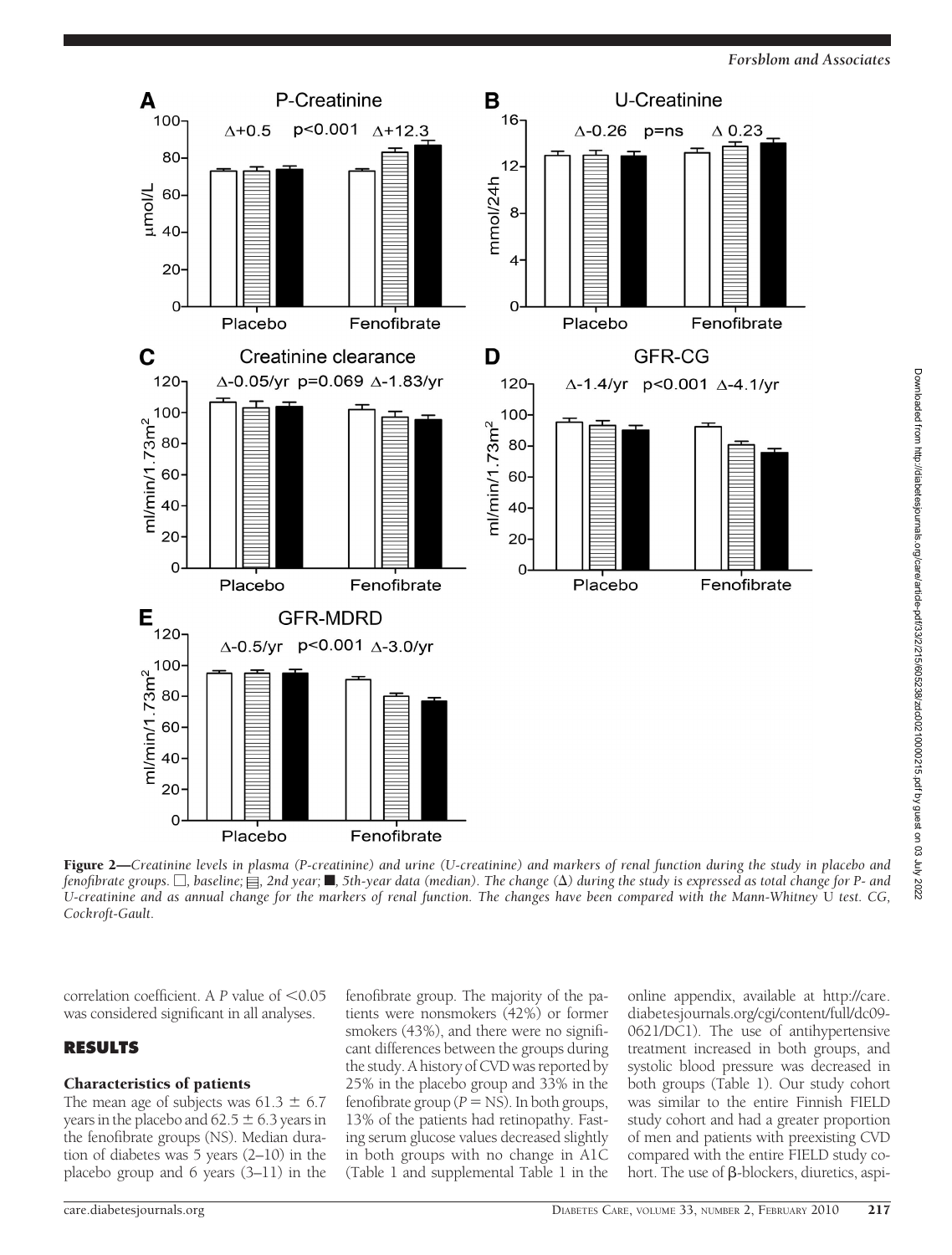**Figure 2**—*Creatinine levels in plasma (P-creatinine) and urine (U-creatinine) and markers of renal function during the study in placebo and fenofibrate groups.* □, *baseline;* ▤, *2nd year;* ■, *5th-year data (median). The change (Δ) during the study is expressed as total change for P- and U-creatinine and as annual change for the markers of renal function. The changes have been compared with the Mann-Whitney U test. CG, Cockroft-Gault.*

correlation coefficient. A *P* value of <0.05 was considered significant in all analyses.

## RESULTS

### Characteristics of patients

The mean age of subjects was 61.3 ± 6.7 years in the placebo and 62.5 ± 6.3 years in the fenofibrate groups (NS). Median duration of diabetes was 5 years (2–10) in the placebo group and 6 years (3–11) in the fenofibrate group. The majority of the patients were nonsmokers (42%) or former smokers (43%), and there were no significant differences between the groups during the study. A history of CVD was reported by 25% in the placebo group and 33% in the fenofibrate group (*P* = NS). In both groups, 13% of the patients had retinopathy. Fasting serum glucose values decreased slightly in both groups with no change in A1C (Table 1 and supplemental Table 1 in the online appendix, available at http://care.diabetesjournals.org/cgi/content/full/dc09-0621/DC1). The use of antihypertensive treatment increased in both groups, and systolic blood pressure was decreased in both groups (Table 1). Our study cohort was similar to the entire Finnish FIELD study cohort and had a greater proportion of men and patients with preexisting CVD compared with the entire FIELD study cohort. The use of β-blockers, diuretics, aspi-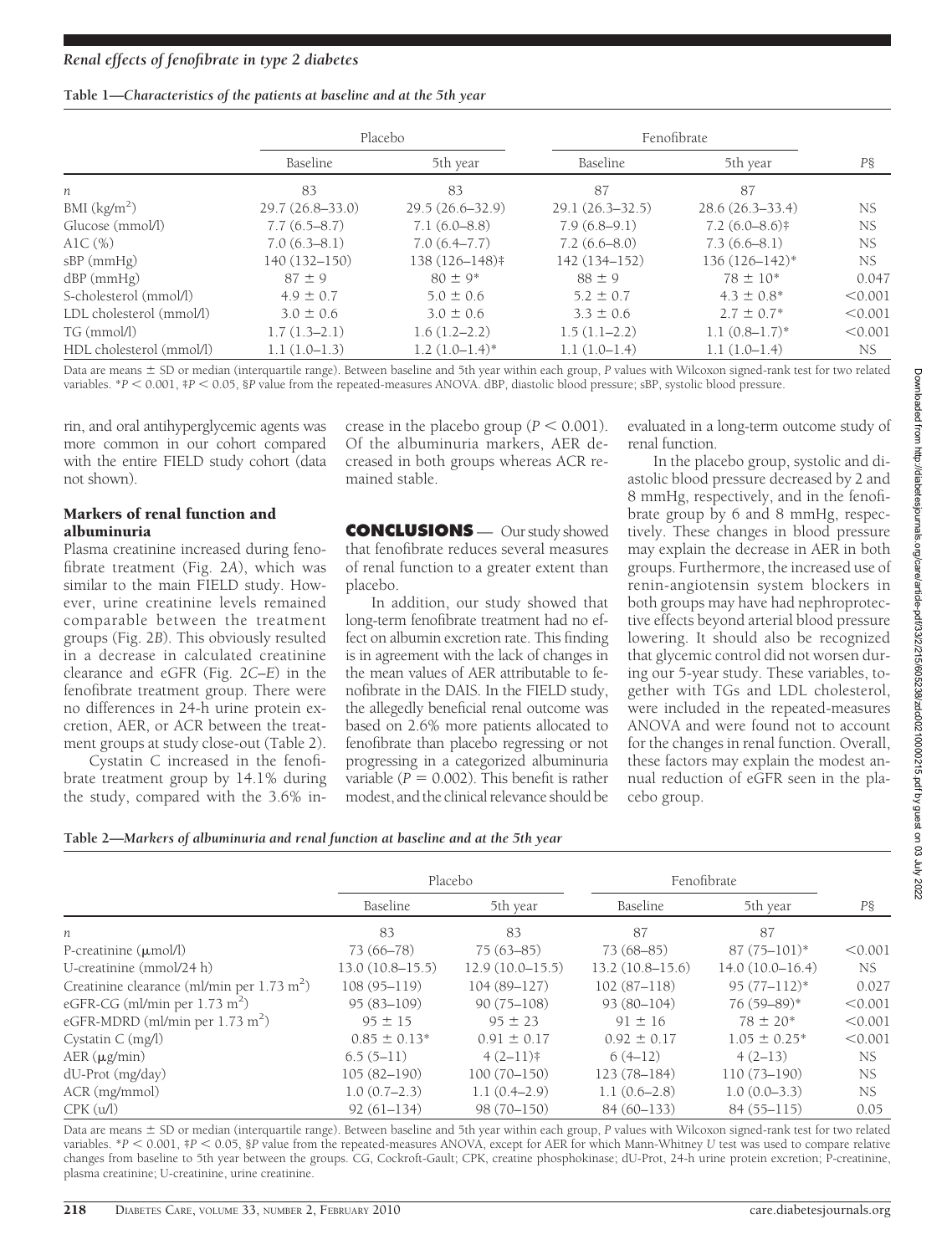**Table 1—Characteristics of the patients at baseline and at the 5th year**

| | Placebo | | Fenofibrate | | |
|---|---|---|---|---|---|
| | Baseline | 5th year | Baseline | 5th year | P§ |
| n | 83 | 83 | 87 | 87 | |
| BMI (kg/m²) | 29.7 (26.8–33.0) | 29.5 (26.6–32.9) | 29.1 (26.3–32.5) | 28.6 (26.3–33.4) | NS |
| Glucose (mmol/l) | 7.7 (6.5–8.7) | 7.1 (6.0–8.8) | 7.9 (6.8–9.1) | 7.2 (6.0–8.6)‡ | NS |
| A1C (%) | 7.0 (6.3–8.1) | 7.0 (6.4–7.7) | 7.2 (6.6–8.0) | 7.3 (6.6–8.1) | NS |
| sBP (mmHg) | 140 (132–150) | 138 (126–148)‡ | 142 (134–152) | 136 (126–142)* | NS |
| dBP (mmHg) | 87 ± 9 | 80 ± 9* | 88 ± 9 | 78 ± 10* | 0.047 |
| S-cholesterol (mmol/l) | 4.9 ± 0.7 | 5.0 ± 0.6 | 5.2 ± 0.7 | 4.3 ± 0.8* | <0.001 |
| LDL cholesterol (mmol/l) | 3.0 ± 0.6 | 3.0 ± 0.6 | 3.3 ± 0.6 | 2.7 ± 0.7* | <0.001 |
| TG (mmol/l) | 1.7 (1.3–2.1) | 1.6 (1.2–2.2) | 1.5 (1.1–2.2) | 1.1 (0.8–1.7)* | <0.001 |
| HDL cholesterol (mmol/l) | 1.1 (1.0–1.3) | 1.2 (1.0–1.4)* | 1.1 (1.0–1.4) | 1.1 (1.0–1.4) | NS |

Data are means ± SD or median (interquartile range). Between baseline and 5th year within each group, P values with Wilcoxon signed-rank test for two related variables. *$P < 0.001$, ‡$P < 0.05$, §P value from the repeated-measures ANOVA. dBP, diastolic blood pressure; sBP, systolic blood pressure.

rin, and oral antihyperglycemic agents was more common in our cohort compared with the entire FIELD study cohort (data not shown).

### Markers of renal function and albuminuria

Plasma creatinine increased during fenofibrate treatment (Fig. 2*A*), which was similar to the main FIELD study. However, urine creatinine levels remained comparable between the treatment groups (Fig. 2*B*). This obviously resulted in a decrease in calculated creatinine clearance and eGFR (Fig. 2*C–E*) in the fenofibrate treatment group. There were no differences in 24-h urine protein excretion, AER, or ACR between the treatment groups at study close-out (Table 2).

Cystatin C increased in the fenofibrate treatment group by 14.1% during the study, compared with the 3.6% increase in the placebo group ($P < 0.001$). Of the albuminuria markers, AER decreased in both groups whereas ACR remained stable.

## CONCLUSIONS

Our study showed that fenofibrate reduces several measures of renal function to a greater extent than placebo.

In addition, our study showed that long-term fenofibrate treatment had no effect on albumin excretion rate. This finding is in agreement with the lack of changes in the mean values of AER attributable to fenofibrate in the DAIS. In the FIELD study, the allegedly beneficial renal outcome was based on 2.6% more patients allocated to fenofibrate than placebo regressing or not progressing in a categorized albuminuria variable ($P = 0.002$). This benefit is rather modest, and the clinical relevance should be evaluated in a long-term outcome study of renal function.

In the placebo group, systolic and diastolic blood pressure decreased by 2 and 8 mmHg, respectively, and in the fenofibrate group by 6 and 8 mmHg, respectively. These changes in blood pressure may explain the decrease in AER in both groups. Furthermore, the increased use of renin-angiotensin system blockers in both groups may have had nephroprotective effects beyond arterial blood pressure lowering. It should also be recognized that glycemic control did not worsen during our 5-year study. These variables, together with TGs and LDL cholesterol, were included in the repeated-measures ANOVA and were found not to account for the changes in renal function. Overall, these factors may explain the modest annual reduction of eGFR seen in the placebo group.

**Table 2—Markers of albuminuria and renal function at baseline and at the 5th year**

| | Placebo | | Fenofibrate | | |
|---|---|---|---|---|---|
| | Baseline | 5th year | Baseline | 5th year | P§ |
| n | 83 | 83 | 87 | 87 | |
| P-creatinine (μmol/l) | 73 (66–78) | 75 (63–85) | 73 (68–85) | 87 (75–101)* | <0.001 |
| U-creatinine (mmol/24 h) | 13.0 (10.8–15.5) | 12.9 (10.0–15.5) | 13.2 (10.8–15.6) | 14.0 (10.0–16.4) | NS |
| Creatinine clearance (ml/min per 1.73 m²) | 108 (95–119) | 104 (89–127) | 102 (87–118) | 95 (77–112)* | 0.027 |
| eGFR-CG (ml/min per 1.73 m²) | 95 (83–109) | 90 (75–108) | 93 (80–104) | 76 (59–89)* | <0.001 |
| eGFR-MDRD (ml/min per 1.73 m²) | 95 ± 15 | 95 ± 23 | 91 ± 16 | 78 ± 20* | <0.001 |
| Cystatin C (mg/l) | 0.85 ± 0.13* | 0.91 ± 0.17 | 0.92 ± 0.17 | 1.05 ± 0.25* | <0.001 |
| AER (μg/min) | 6.5 (5–11) | 4 (2–11)‡ | 6 (4–12) | 4 (2–13) | NS |
| dU-Prot (mg/day) | 105 (82–190) | 100 (70–150) | 123 (78–184) | 110 (73–190) | NS |
| ACR (mg/mmol) | 1.0 (0.7–2.3) | 1.1 (0.4–2.9) | 1.1 (0.6–2.8) | 1.0 (0.0–3.3) | NS |
| CPK (u/l) | 92 (61–134) | 98 (70–150) | 84 (60–133) | 84 (55–115) | 0.05 |

Data are means ± SD or median (interquartile range). Between baseline and 5th year within each group, P values with Wilcoxon signed-rank test for two related variables. *$P < 0.001$, ‡$P < 0.05$, §P value from the repeated-measures ANOVA, except for AER for which Mann-Whitney U test was used to compare relative changes from baseline to 5th year between the groups. CG, Cockroft-Gault; CPK, creatine phosphokinase; dU-Prot, 24-h urine protein excretion; P-creatinine, plasma creatinine; U-creatinine, urine creatinine.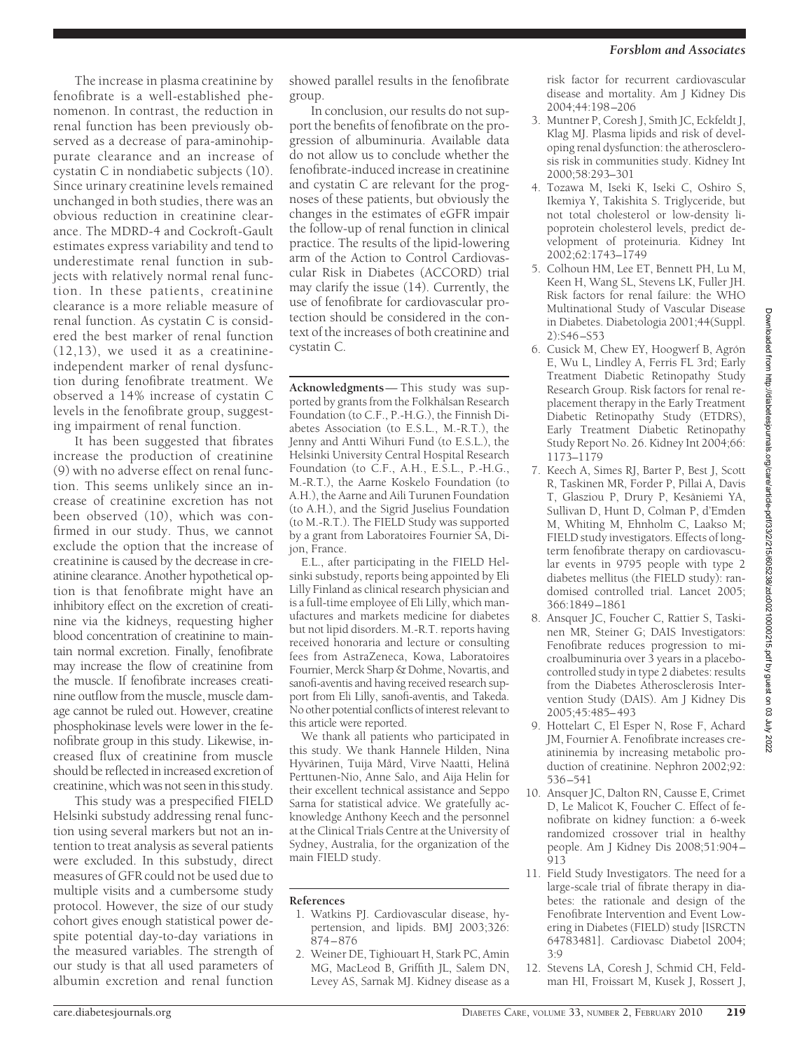The increase in plasma creatinine by fenofibrate is a well-established phenomenon. In contrast, the reduction in renal function has been previously observed as a decrease of para-aminohippurate clearance and an increase of cystatin C in nondiabetic subjects (10). Since urinary creatinine levels remained unchanged in both studies, there was an obvious reduction in creatinine clearance. The MDRD-4 and Cockroft-Gault estimates express variability and tend to underestimate renal function in subjects with relatively normal renal function. In these patients, creatinine clearance is a more reliable measure of renal function. As cystatin C is considered the best marker of renal function (12,13), we used it as a creatinine-independent marker of renal dysfunction during fenofibrate treatment. We observed a 14% increase of cystatin C levels in the fenofibrate group, suggesting impairment of renal function.

It has been suggested that fibrates increase the production of creatinine (9) with no adverse effect on renal function. This seems unlikely since an increase of creatinine excretion has not been observed (10), which was confirmed in our study. Thus, we cannot exclude the option that the increase of creatinine is caused by the decrease in creatinine clearance. Another hypothetical option is that fenofibrate might have an inhibitory effect on the excretion of creatinine via the kidneys, requesting higher blood concentration of creatinine to maintain normal excretion. Finally, fenofibrate may increase the flow of creatinine from the muscle. If fenofibrate increases creatinine outflow from the muscle, muscle damage cannot be ruled out. However, creatine phosphokinase levels were lower in the fenofibrate group in this study. Likewise, increased flux of creatinine from muscle should be reflected in increased excretion of creatinine, which was not seen in this study.

This study was a prespecified FIELD Helsinki substudy addressing renal function using several markers but not an intention to treat analysis as several patients were excluded. In this substudy, direct measures of GFR could not be used due to multiple visits and a cumbersome study protocol. However, the size of our study cohort gives enough statistical power despite potential day-to-day variations in the measured variables. The strength of our study is that all used parameters of albumin excretion and renal function showed parallel results in the fenofibrate group.

In conclusion, our results do not support the benefits of fenofibrate on the progression of albuminuria. Available data do not allow us to conclude whether the fenofibrate-induced increase in creatinine and cystatin C are relevant for the prognoses of these patients, but obviously the changes in the estimates of eGFR impair the follow-up of renal function in clinical practice. The results of the lipid-lowering arm of the Action to Control Cardiovascular Risk in Diabetes (ACCORD) trial may clarify the issue (14). Currently, the use of fenofibrate for cardiovascular protection should be considered in the context of the increases of both creatinine and cystatin C.

**Acknowledgments**— This study was supported by grants from the Folkhälsan Research Foundation (to C.F., P.-H.G.), the Finnish Diabetes Association (to E.S.L., M.-R.T.), the Jenny and Antti Wihuri Fund (to E.S.L.), the Helsinki University Central Hospital Research Foundation (to C.F., A.H., E.S.L., P.-H.G., M.-R.T.), the Aarne Koskelo Foundation (to A.H.), the Aarne and Aili Turunen Foundation (to A.H.), and the Sigrid Juselius Foundation (to M.-R.T.). The FIELD Study was supported by a grant from Laboratoires Fournier SA, Dijon, France.

E.L., after participating in the FIELD Helsinki substudy, reports being appointed by Eli Lilly Finland as clinical research physician and is a full-time employee of Eli Lilly, which manufactures and markets medicine for diabetes but not lipid disorders. M.-R.T. reports having received honoraria and lecture or consulting fees from AstraZeneca, Kowa, Laboratoires Fournier, Merck Sharp & Dohme, Novartis, and sanofi-aventis and having received research support from Eli Lilly, sanofi-aventis, and Takeda. No other potential conflicts of interest relevant to this article were reported.

We thank all patients who participated in this study. We thank Hannele Hilden, Nina Hyvärinen, Tuija Mård, Virve Naatti, Helinä Perttunen-Nio, Anne Salo, and Aija Helin for their excellent technical assistance and Seppo Sarna for statistical advice. We gratefully acknowledge Anthony Keech and the personnel at the Clinical Trials Centre at the University of Sydney, Australia, for the organization of the main FIELD study.

## References

1. Watkins PJ. Cardiovascular disease, hypertension, and lipids. BMJ 2003;326: 874–876
2. Weiner DE, Tighiouart H, Stark PC, Amin MG, MacLeod B, Griffith JL, Salem DN, Levey AS, Sarnak MJ. Kidney disease as a risk factor for recurrent cardiovascular disease and mortality. Am J Kidney Dis 2004;44:198–206
3. Muntner P, Coresh J, Smith JC, Eckfeldt J, Klag MJ. Plasma lipids and risk of developing renal dysfunction: the atherosclerosis risk in communities study. Kidney Int 2000;58:293–301
4. Tozawa M, Iseki K, Iseki C, Oshiro S, Ikemiya Y, Takishita S. Triglyceride, but not total cholesterol or low-density lipoprotein cholesterol levels, predict development of proteinuria. Kidney Int 2002;62:1743–1749
5. Colhoun HM, Lee ET, Bennett PH, Lu M, Keen H, Wang SL, Stevens LK, Fuller JH. Risk factors for renal failure: the WHO Multinational Study of Vascular Disease in Diabetes. Diabetologia 2001;44(Suppl. 2):S46–S53
6. Cusick M, Chew EY, Hoogwerf B, Agrón E, Wu L, Lindley A, Ferris FL 3rd; Early Treatment Diabetic Retinopathy Study Research Group. Risk factors for renal replacement therapy in the Early Treatment Diabetic Retinopathy Study (ETDRS), Early Treatment Diabetic Retinopathy Study Report No. 26. Kidney Int 2004;66: 1173–1179
7. Keech A, Simes RJ, Barter P, Best J, Scott R, Taskinen MR, Forder P, Pillai A, Davis T, Glasziou P, Drury P, Kesäniemi YA, Sullivan D, Hunt D, Colman P, d'Emden M, Whiting M, Ehnholm C, Laakso M; FIELD study investigators. Effects of long-term fenofibrate therapy on cardiovascular events in 9795 people with type 2 diabetes mellitus (the FIELD study): randomised controlled trial. Lancet 2005; 366:1849–1861
8. Ansquer JC, Foucher C, Rattier S, Taskinen MR, Steiner G; DAIS Investigators: Fenofibrate reduces progression to microalbuminuria over 3 years in a placebo-controlled study in type 2 diabetes: results from the Diabetes Atherosclerosis Intervention Study (DAIS). Am J Kidney Dis 2005;45:485–493
9. Hottelart C, El Esper N, Rose F, Achard JM, Fournier A. Fenofibrate increases creatininemia by increasing metabolic production of creatinine. Nephron 2002;92: 536–541
10. Ansquer JC, Dalton RN, Causse E, Crimet D, Le Malicot K, Foucher C. Effect of fenofibrate on kidney function: a 6-week randomized crossover trial in healthy people. Am J Kidney Dis 2008;51:904–913
11. Field Study Investigators. The need for a large-scale trial of fibrate therapy in diabetes: the rationale and design of the Fenofibrate Intervention and Event Lowering in Diabetes (FIELD) study [ISRCTN 64783481]. Cardiovasc Diabetol 2004; 3:9
12. Stevens LA, Coresh J, Schmid CH, Feldman HI, Froissart M, Kusek J, Rossert J,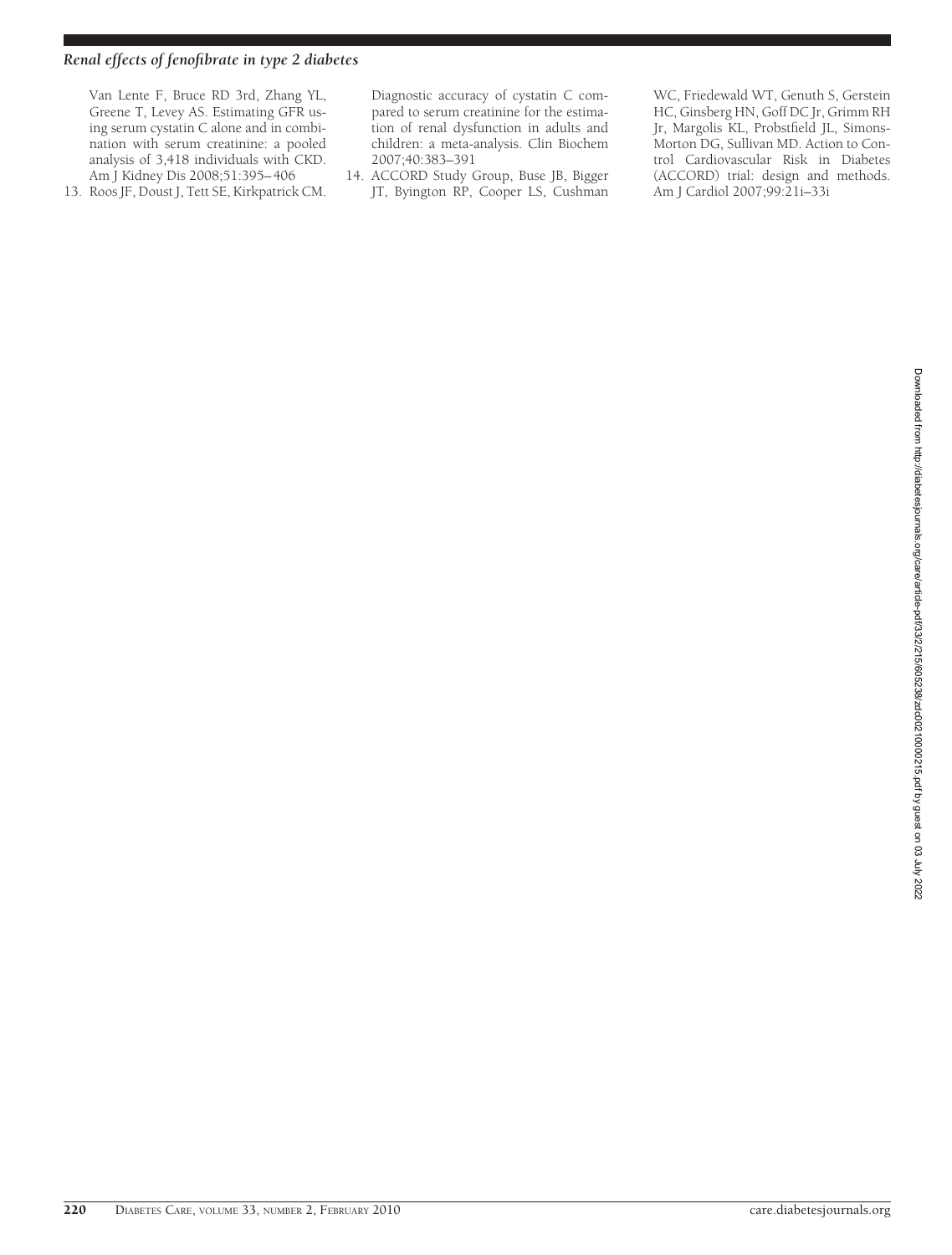Van Lente F, Bruce RD 3rd, Zhang YL, Greene T, Levey AS. Estimating GFR using serum cystatin C alone and in combination with serum creatinine: a pooled analysis of 3,418 individuals with CKD. Am J Kidney Dis 2008;51:395–406

13. Roos JF, Doust J, Tett SE, Kirkpatrick CM. Diagnostic accuracy of cystatin C compared to serum creatinine for the estimation of renal dysfunction in adults and children: a meta-analysis. Clin Biochem 2007;40:383–391
14. ACCORD Study Group, Buse JB, Bigger JT, Byington RP, Cooper LS, Cushman WC, Friedewald WT, Genuth S, Gerstein HC, Ginsberg HN, Goff DC Jr, Grimm RH Jr, Margolis KL, Probstfield JL, Simons-Morton DG, Sullivan MD. Action to Control Cardiovascular Risk in Diabetes (ACCORD) trial: design and methods. Am J Cardiol 2007;99:21i–33i